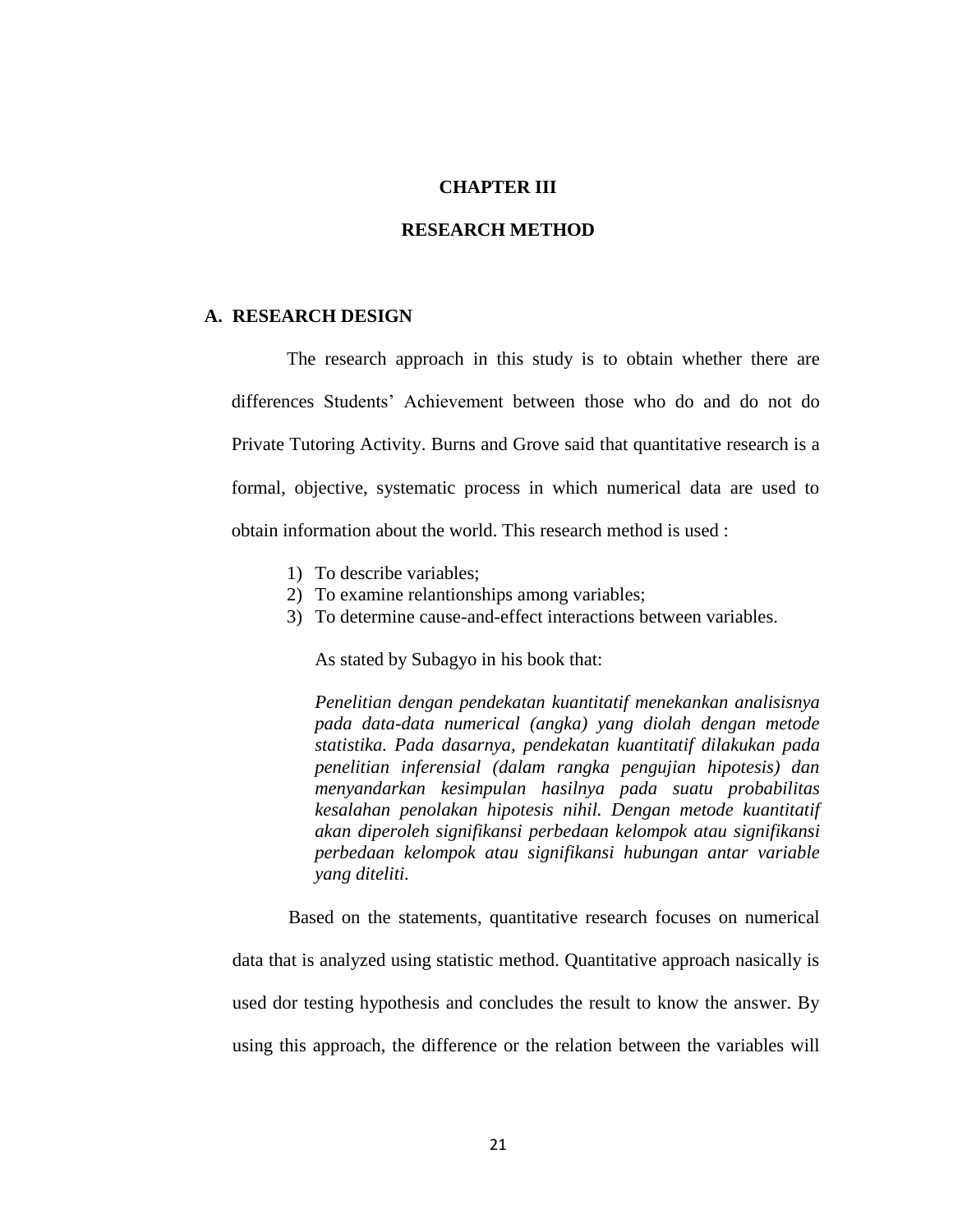# CHAPTER III

# RESEARCH METHOD

## A. RESEARCH DESIGN

The research approach in this study is to obtain whether there are differences Students' Achievement between those who do and do not do Private Tutoring Activity. Burns and Grove said that quantitative research is a formal, objective, systematic process in which numerical data are used to obtain information about the world. This research method is used :

1) To describe variables;
2) To examine relantionships among variables;
3) To determine cause-and-effect interactions between variables.

As stated by Subagyo in his book that:

> *Penelitian dengan pendekatan kuantitatif menekankan analisisnya pada data-data numerical (angka) yang diolah dengan metode statistika. Pada dasarnya, pendekatan kuantitatif dilakukan pada penelitian inferensial (dalam rangka pengujian hipotesis) dan menyandarkan kesimpulan hasilnya pada suatu probabilitas kesalahan penolakan hipotesis nihil. Dengan metode kuantitatif akan diperoleh signifikansi perbedaan kelompok atau signifikansi perbedaan kelompok atau signifikansi hubungan antar variable yang diteliti.*

Based on the statements, quantitative research focuses on numerical data that is analyzed using statistic method. Quantitative approach nasically is used dor testing hypothesis and concludes the result to know the answer. By using this approach, the difference or the relation between the variables will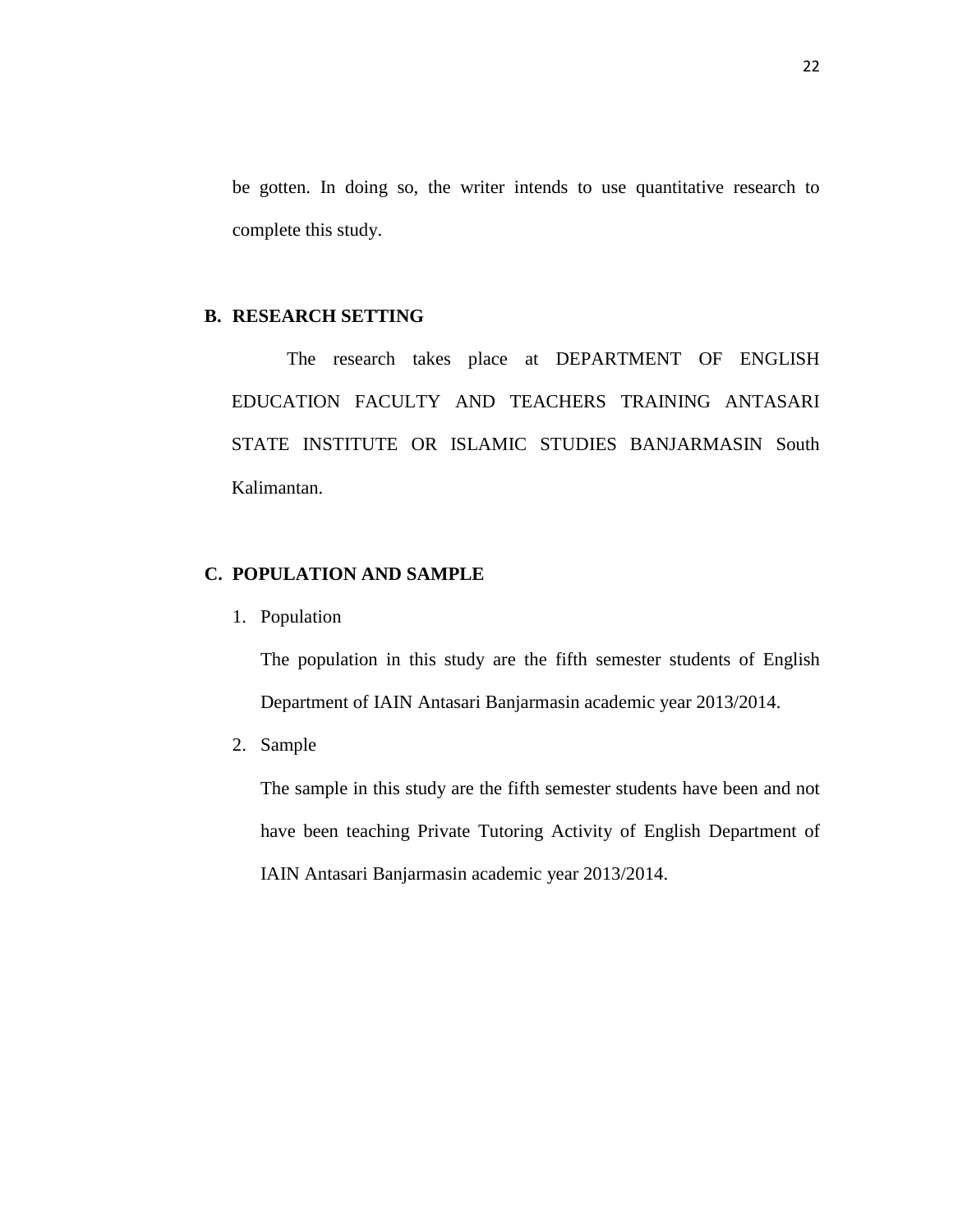be gotten. In doing so, the writer intends to use quantitative research to complete this study.

## B. RESEARCH SETTING

The research takes place at DEPARTMENT OF ENGLISH EDUCATION FACULTY AND TEACHERS TRAINING ANTASARI STATE INSTITUTE OR ISLAMIC STUDIES BANJARMASIN South Kalimantan.

## C. POPULATION AND SAMPLE

1. Population

   The population in this study are the fifth semester students of English Department of IAIN Antasari Banjarmasin academic year 2013/2014.

2. Sample

   The sample in this study are the fifth semester students have been and not have been teaching Private Tutoring Activity of English Department of IAIN Antasari Banjarmasin academic year 2013/2014.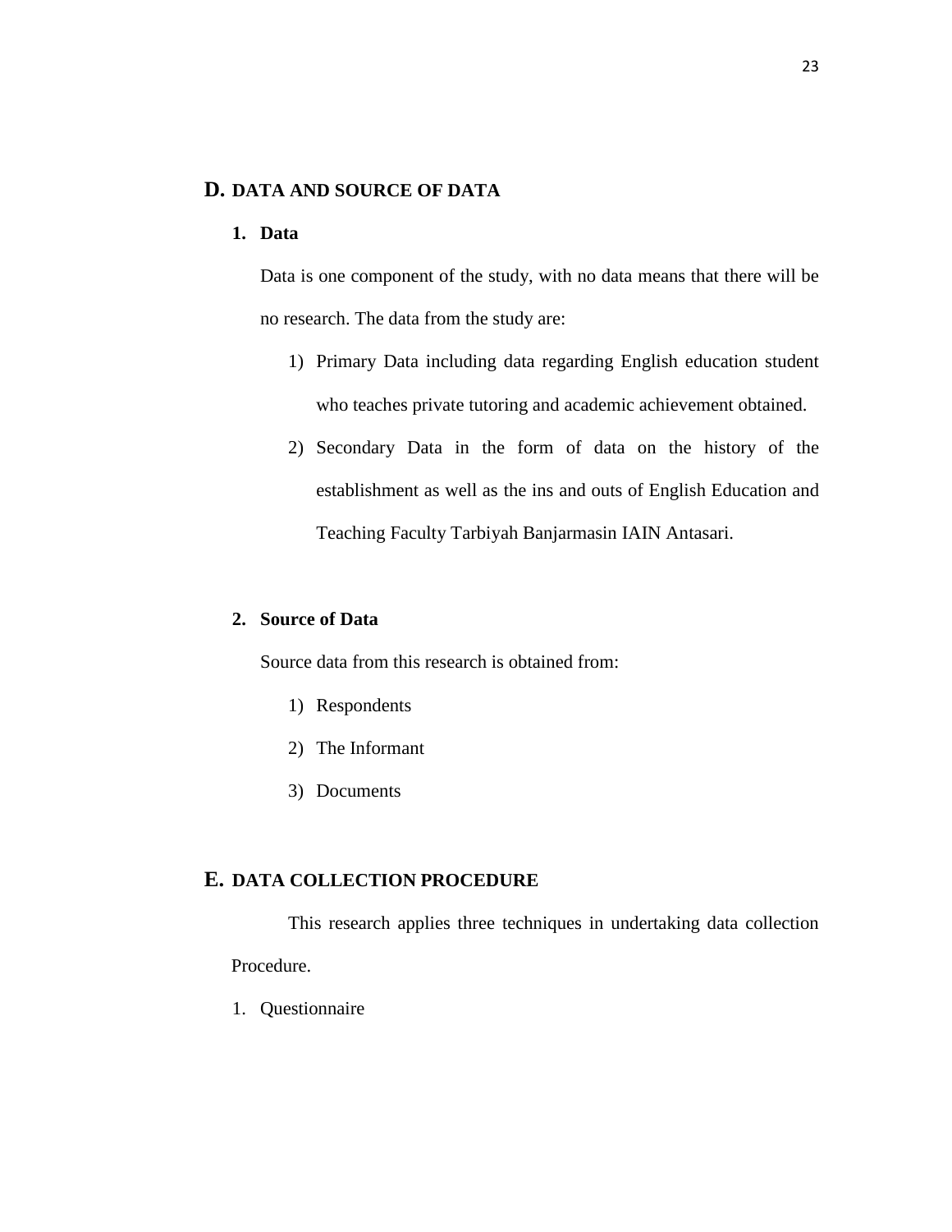## D. DATA AND SOURCE OF DATA

### 1. Data

Data is one component of the study, with no data means that there will be no research. The data from the study are:

1) Primary Data including data regarding English education student who teaches private tutoring and academic achievement obtained.
2) Secondary Data in the form of data on the history of the establishment as well as the ins and outs of English Education and Teaching Faculty Tarbiyah Banjarmasin IAIN Antasari.

### 2. Source of Data

Source data from this research is obtained from:

1) Respondents
2) The Informant
3) Documents

## E. DATA COLLECTION PROCEDURE

This research applies three techniques in undertaking data collection Procedure.

1. Questionnaire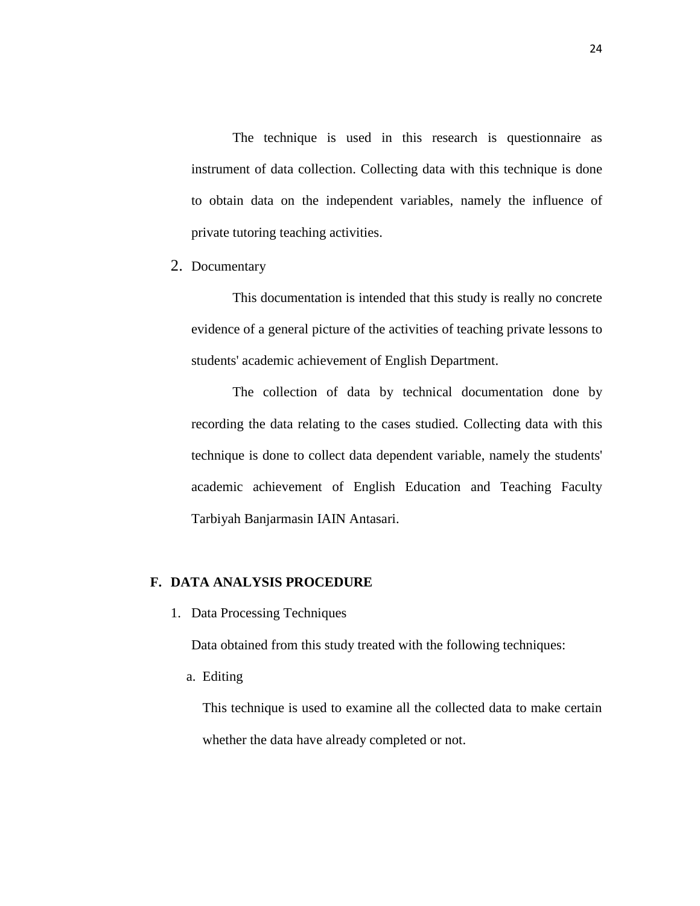The technique is used in this research is questionnaire as instrument of data collection. Collecting data with this technique is done to obtain data on the independent variables, namely the influence of private tutoring teaching activities.

2. Documentary

   This documentation is intended that this study is really no concrete evidence of a general picture of the activities of teaching private lessons to students' academic achievement of English Department.

   The collection of data by technical documentation done by recording the data relating to the cases studied. Collecting data with this technique is done to collect data dependent variable, namely the students' academic achievement of English Education and Teaching Faculty Tarbiyah Banjarmasin IAIN Antasari.

## F. DATA ANALYSIS PROCEDURE

1. Data Processing Techniques

   Data obtained from this study treated with the following techniques:

   a. Editing

      This technique is used to examine all the collected data to make certain whether the data have already completed or not.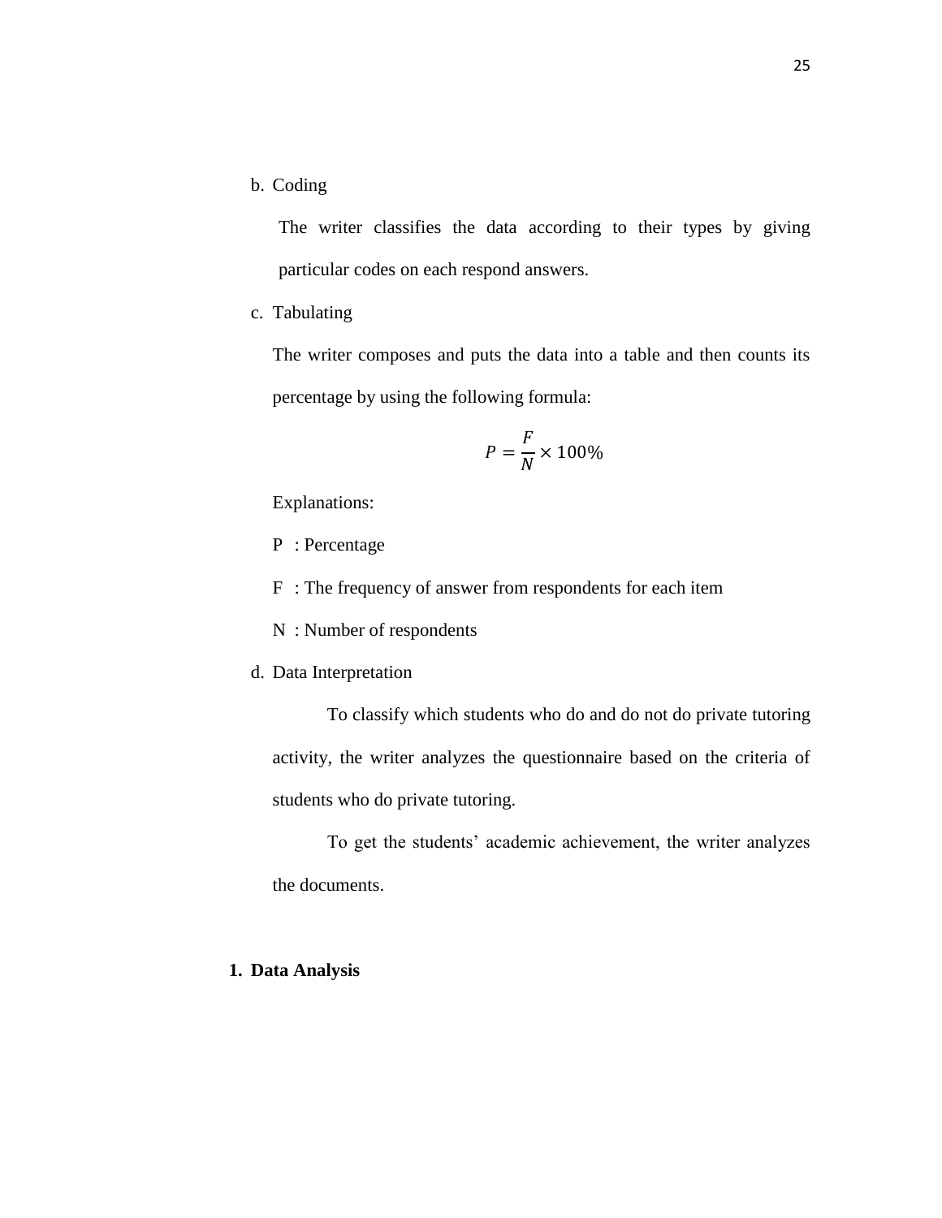b. Coding

The writer classifies the data according to their types by giving particular codes on each respond answers.

c. Tabulating

The writer composes and puts the data into a table and then counts its percentage by using the following formula:

$$P = \frac{F}{N} \times 100\%$$

Explanations:

P : Percentage

F : The frequency of answer from respondents for each item

N : Number of respondents

d. Data Interpretation

To classify which students who do and do not do private tutoring activity, the writer analyzes the questionnaire based on the criteria of students who do private tutoring.

To get the students' academic achievement, the writer analyzes the documents.

**1. Data Analysis**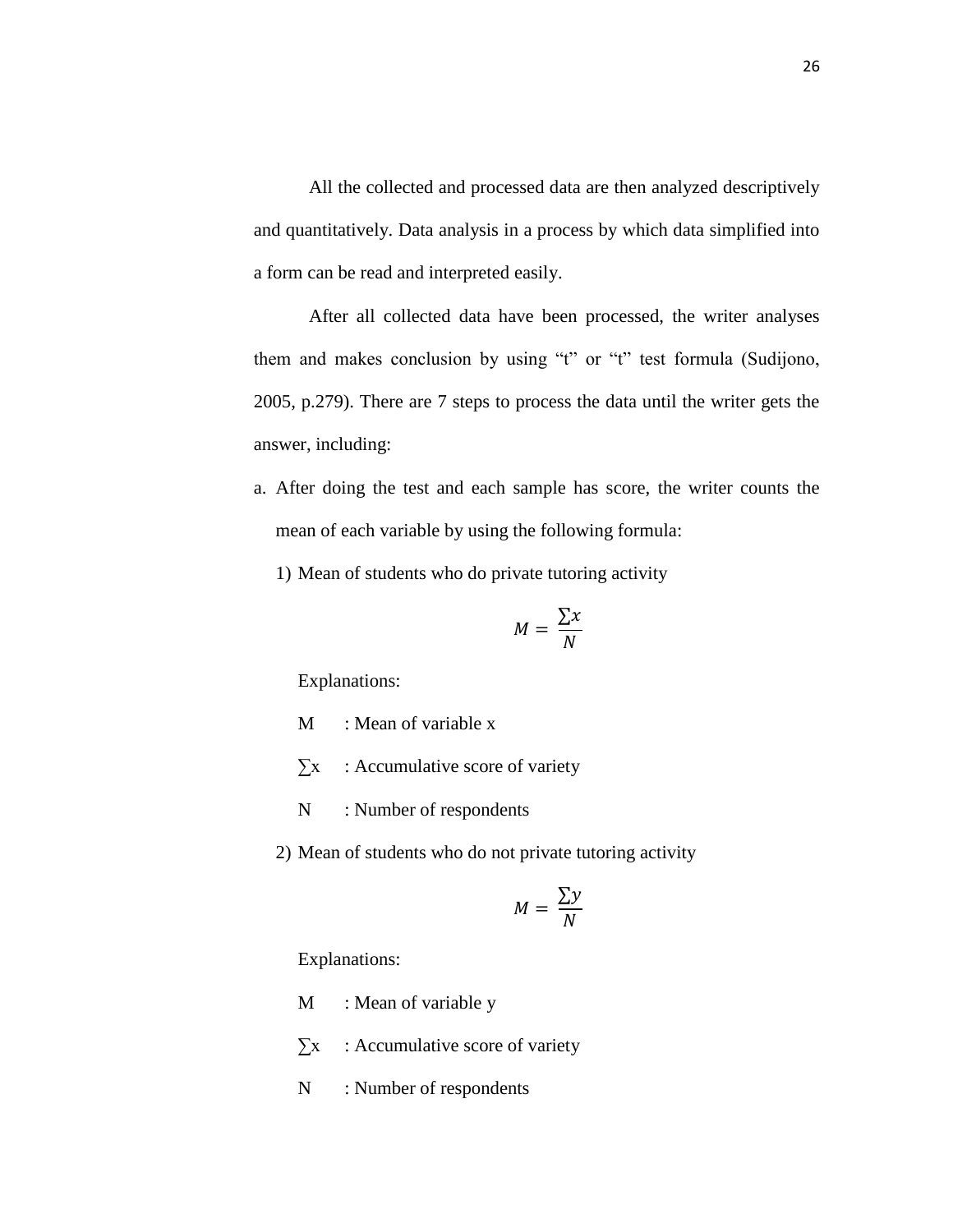All the collected and processed data are then analyzed descriptively and quantitatively. Data analysis in a process by which data simplified into a form can be read and interpreted easily.

After all collected data have been processed, the writer analyses them and makes conclusion by using "t" or "t" test formula (Sudijono, 2005, p.279). There are 7 steps to process the data until the writer gets the answer, including:

a. After doing the test and each sample has score, the writer counts the mean of each variable by using the following formula:

   1) Mean of students who do private tutoring activity

   $$M = \frac{\sum x}{N}$$

   Explanations:

   M : Mean of variable x

   $\sum$x : Accumulative score of variety

   N : Number of respondents

   2) Mean of students who do not private tutoring activity

   $$M = \frac{\sum y}{N}$$

   Explanations:

   M : Mean of variable y

   $\sum$x : Accumulative score of variety

   N : Number of respondents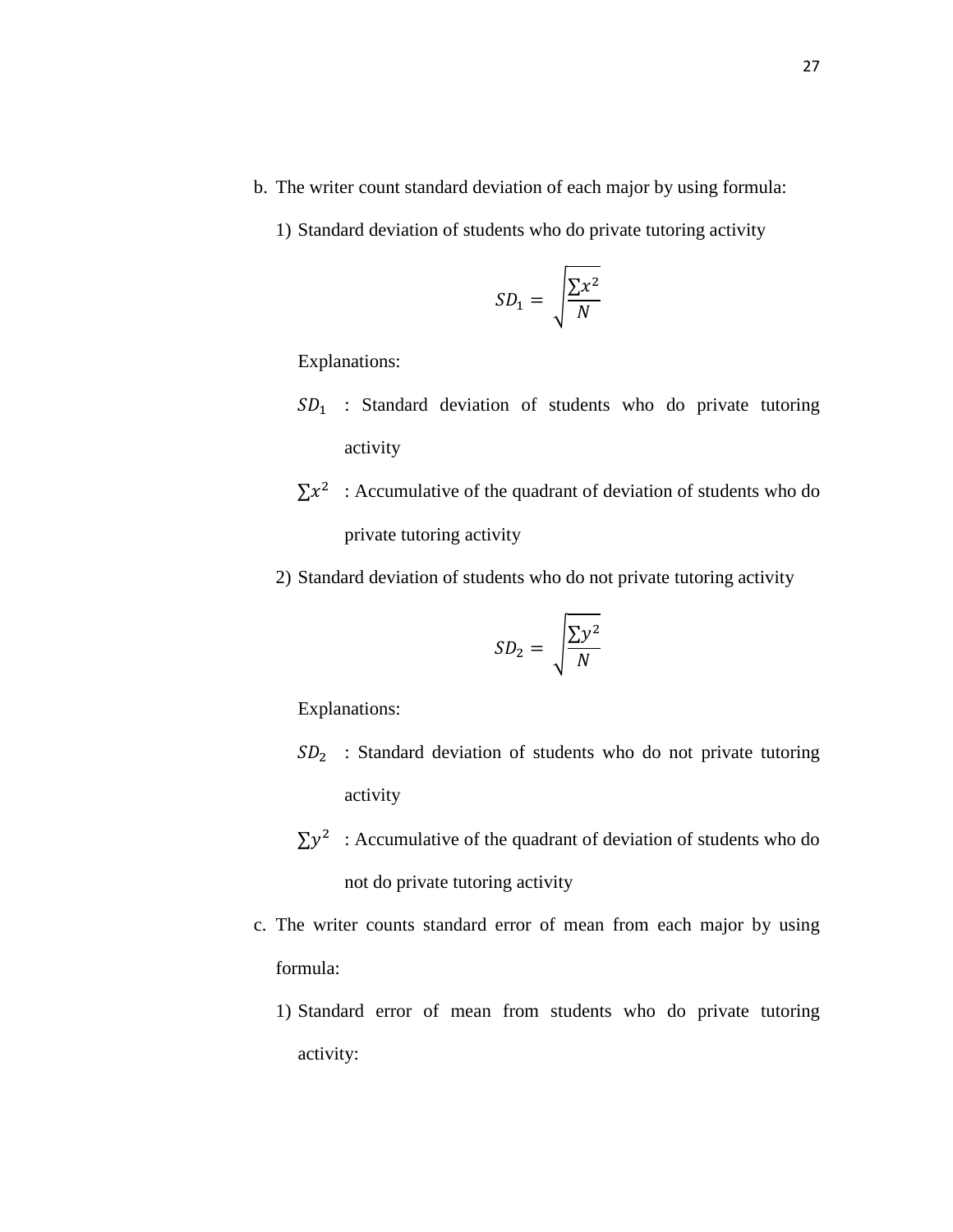b. The writer count standard deviation of each major by using formula:

   1) Standard deviation of students who do private tutoring activity

$$SD_1 = \sqrt{\frac{\sum x^2}{N}}$$

   Explanations:

   $SD_1$ : Standard deviation of students who do private tutoring activity

   $\sum x^2$ : Accumulative of the quadrant of deviation of students who do private tutoring activity

   2) Standard deviation of students who do not private tutoring activity

$$SD_2 = \sqrt{\frac{\sum y^2}{N}}$$

   Explanations:

   $SD_2$ : Standard deviation of students who do not private tutoring activity

   $\sum y^2$ : Accumulative of the quadrant of deviation of students who do not do private tutoring activity

c. The writer counts standard error of mean from each major by using formula:

   1) Standard error of mean from students who do private tutoring activity: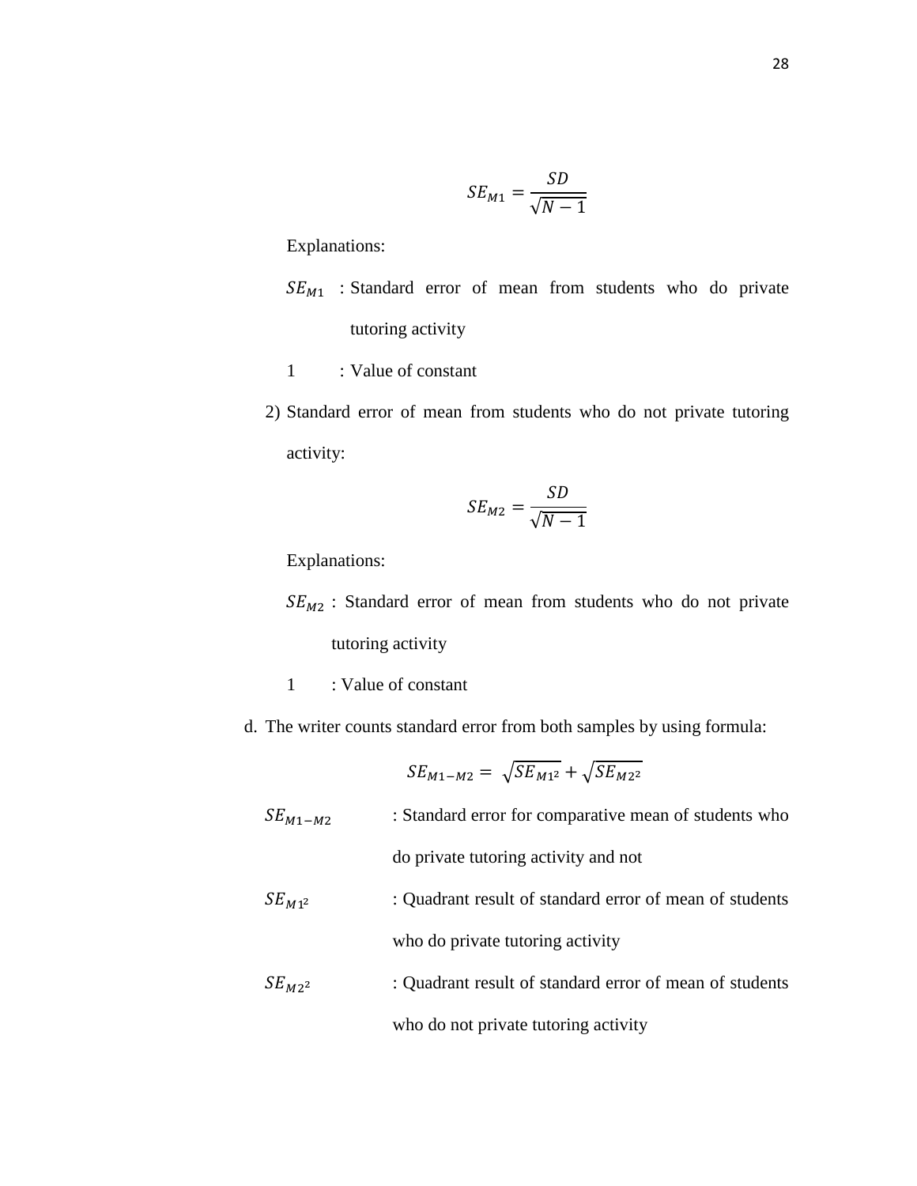$$SE_{M1} = \frac{SD}{\sqrt{N-1}}$$

Explanations:

$SE_{M1}$ : Standard error of mean from students who do private tutoring activity

1 : Value of constant

2) Standard error of mean from students who do not private tutoring activity:

$$SE_{M2} = \frac{SD}{\sqrt{N-1}}$$

Explanations:

$SE_{M2}$ : Standard error of mean from students who do not private tutoring activity

1 : Value of constant

d. The writer counts standard error from both samples by using formula:

$$SE_{M1-M2} = \sqrt{SE_{M1^2}} + \sqrt{SE_{M2^2}}$$

$SE_{M1-M2}$ : Standard error for comparative mean of students who do private tutoring activity and not

$SE_{M1^2}$ : Quadrant result of standard error of mean of students who do private tutoring activity

$SE_{M2^2}$ : Quadrant result of standard error of mean of students who do not private tutoring activity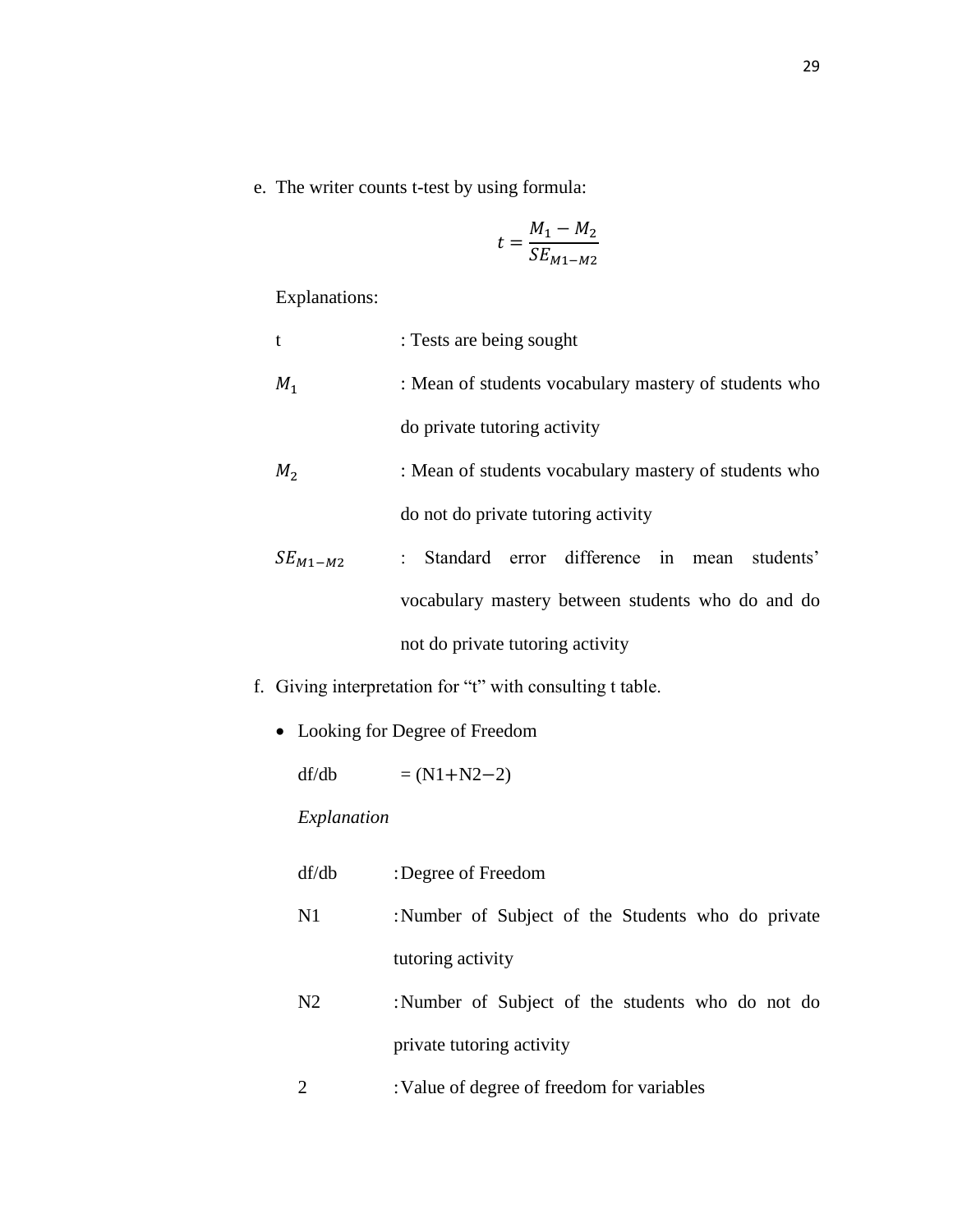e. The writer counts t-test by using formula:

$$t = \frac{M_1 - M_2}{SE_{M1-M2}}$$

Explanations:

t : Tests are being sought

$M_1$ : Mean of students vocabulary mastery of students who do private tutoring activity

$M_2$ : Mean of students vocabulary mastery of students who do not do private tutoring activity

$SE_{M1-M2}$ : Standard error difference in mean students' vocabulary mastery between students who do and do not do private tutoring activity

f. Giving interpretation for "t" with consulting t table.

- Looking for Degree of Freedom

  df/db = (N1+N2−2)

  *Explanation*

  df/db : Degree of Freedom

  N1 : Number of Subject of the Students who do private tutoring activity

  N2 : Number of Subject of the students who do not do private tutoring activity

  2 : Value of degree of freedom for variables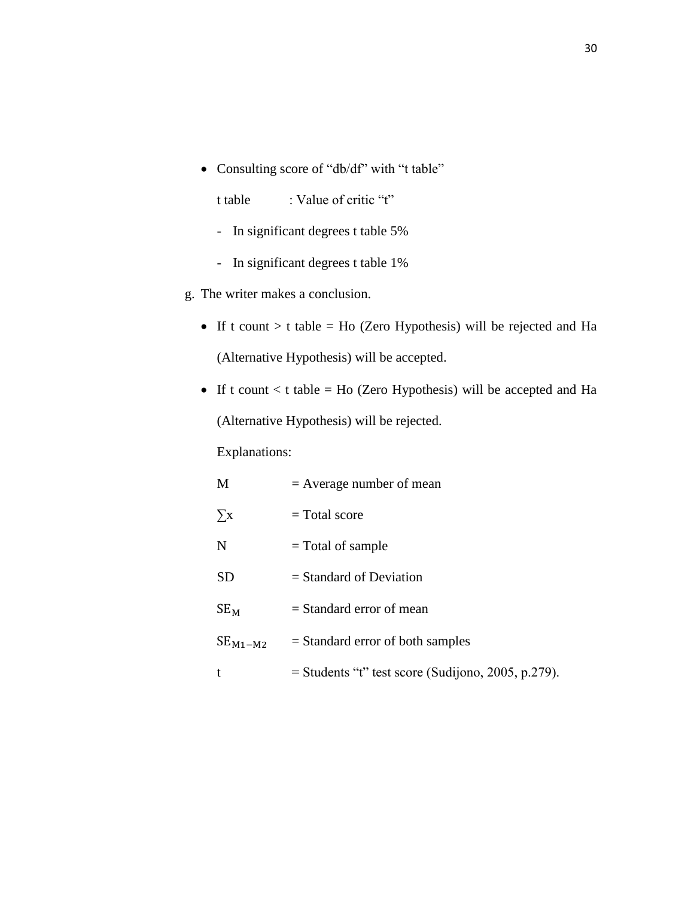- Consulting score of "db/df" with "t table"

  t table : Value of critic "t"

  - In significant degrees t table 5%
  - In significant degrees t table 1%

g. The writer makes a conclusion.

- If t count > t table = Ho (Zero Hypothesis) will be rejected and Ha (Alternative Hypothesis) will be accepted.
- If t count < t table = Ho (Zero Hypothesis) will be accepted and Ha (Alternative Hypothesis) will be rejected.

  Explanations:

  M = Average number of mean

  $\sum x$ = Total score

  N = Total of sample

  SD = Standard of Deviation

  $SE_M$ = Standard error of mean

  $SE_{M1-M2}$ = Standard error of both samples

  t = Students "t" test score (Sudijono, 2005, p.279).